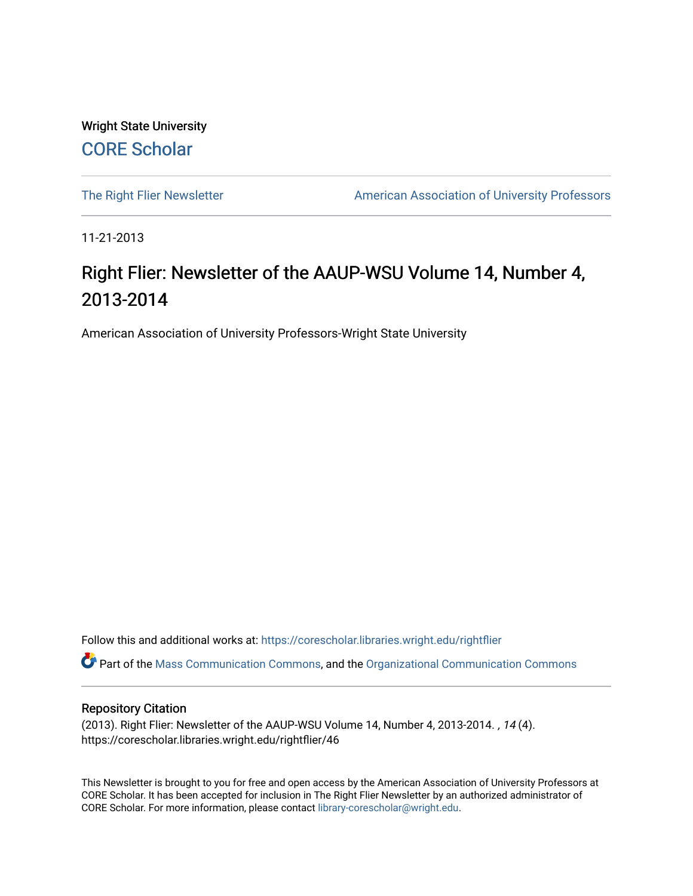Wright State University

CORE Scholar

The Right Flier Newsletter

American Association of University Professors

11-21-2013

# Right Flier: Newsletter of the AAUP-WSU Volume 14, Number 4, 2013-2014

American Association of University Professors-Wright State University

Follow this and additional works at: https://corescholar.libraries.wright.edu/rightflier

Part of the Mass Communication Commons, and the Organizational Communication Commons

## Repository Citation

(2013). Right Flier: Newsletter of the AAUP-WSU Volume 14, Number 4, 2013-2014. *, 14* (4). https://corescholar.libraries.wright.edu/rightflier/46

This Newsletter is brought to you for free and open access by the American Association of University Professors at CORE Scholar. It has been accepted for inclusion in The Right Flier Newsletter by an authorized administrator of CORE Scholar. For more information, please contact library-corescholar@wright.edu.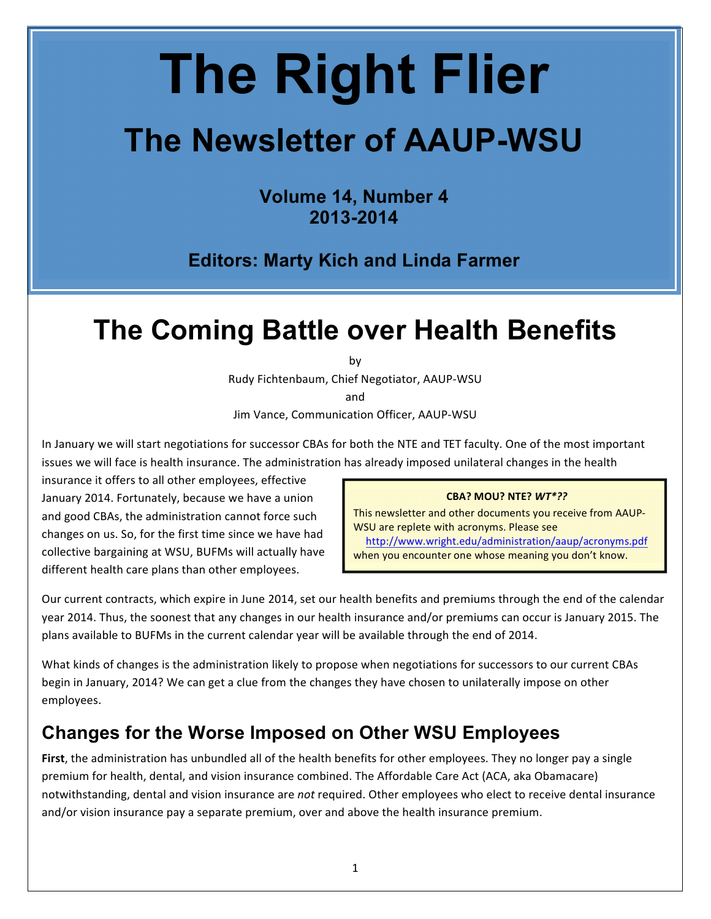# The Right Flier

## The Newsletter of AAUP-WSU

**Volume 14, Number 4**
**2013-2014**

**Editors: Marty Kich and Linda Farmer**

# The Coming Battle over Health Benefits

by

Rudy Fichtenbaum, Chief Negotiator, AAUP-WSU

and

Jim Vance, Communication Officer, AAUP-WSU

In January we will start negotiations for successor CBAs for both the NTE and TET faculty. One of the most important issues we will face is health insurance. The administration has already imposed unilateral changes in the health insurance it offers to all other employees, effective January 2014. Fortunately, because we have a union and good CBAs, the administration cannot force such changes on us. So, for the first time since we have had collective bargaining at WSU, BUFMs will actually have different health care plans than other employees.

> **CBA? MOU? NTE? *WT*??***
>
> This newsletter and other documents you receive from AAUP-WSU are replete with acronyms. Please see http://www.wright.edu/administration/aaup/acronyms.pdf when you encounter one whose meaning you don't know.

Our current contracts, which expire in June 2014, set our health benefits and premiums through the end of the calendar year 2014. Thus, the soonest that any changes in our health insurance and/or premiums can occur is January 2015. The plans available to BUFMs in the current calendar year will be available through the end of 2014.

What kinds of changes is the administration likely to propose when negotiations for successors to our current CBAs begin in January, 2014? We can get a clue from the changes they have chosen to unilaterally impose on other employees.

## Changes for the Worse Imposed on Other WSU Employees

**First**, the administration has unbundled all of the health benefits for other employees. They no longer pay a single premium for health, dental, and vision insurance combined. The Affordable Care Act (ACA, aka Obamacare) notwithstanding, dental and vision insurance are *not* required. Other employees who elect to receive dental insurance and/or vision insurance pay a separate premium, over and above the health insurance premium.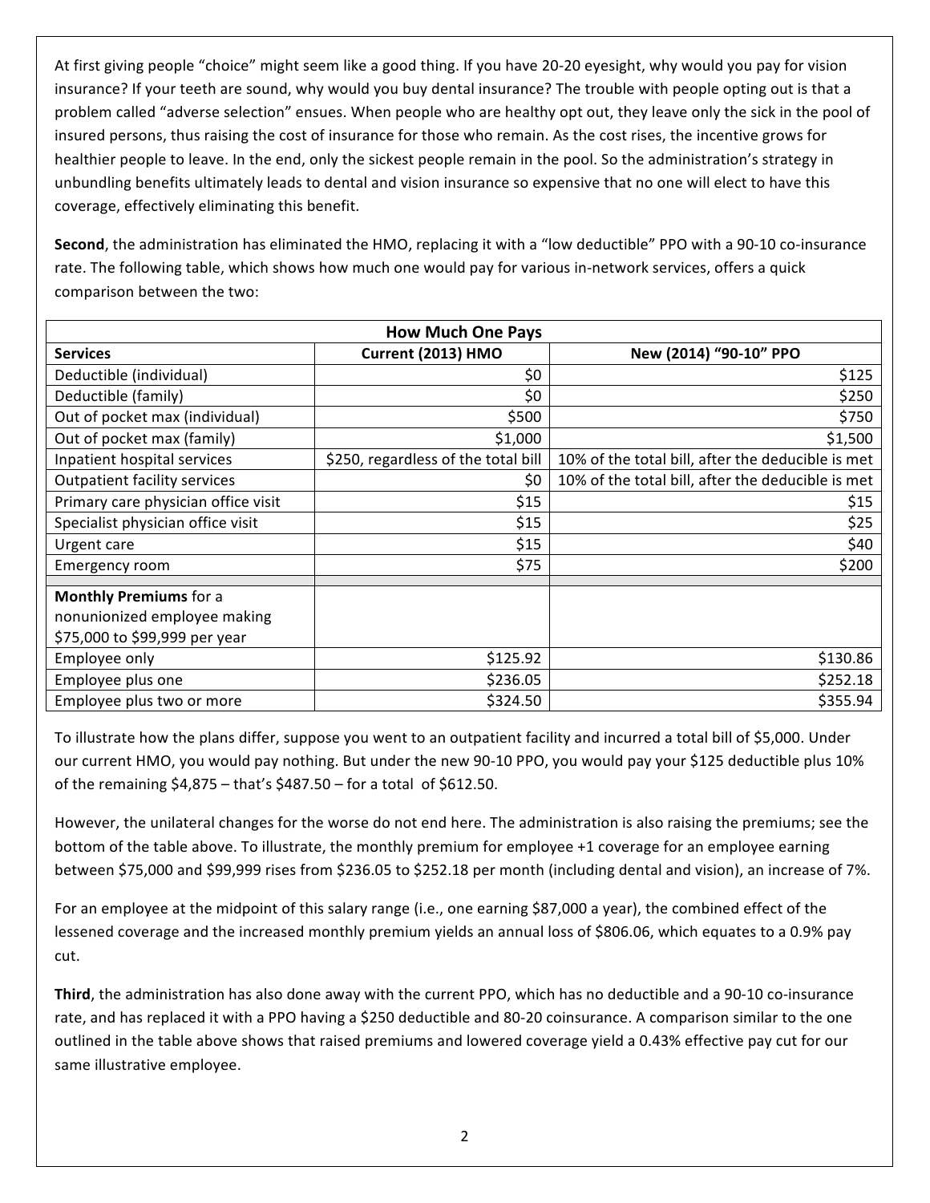At first giving people "choice" might seem like a good thing. If you have 20-20 eyesight, why would you pay for vision insurance? If your teeth are sound, why would you buy dental insurance? The trouble with people opting out is that a problem called "adverse selection" ensues. When people who are healthy opt out, they leave only the sick in the pool of insured persons, thus raising the cost of insurance for those who remain. As the cost rises, the incentive grows for healthier people to leave. In the end, only the sickest people remain in the pool. So the administration's strategy in unbundling benefits ultimately leads to dental and vision insurance so expensive that no one will elect to have this coverage, effectively eliminating this benefit.

**Second**, the administration has eliminated the HMO, replacing it with a "low deductible" PPO with a 90-10 co-insurance rate. The following table, which shows how much one would pay for various in-network services, offers a quick comparison between the two:

| How Much One Pays | | |
|---|---|---|
| **Services** | **Current (2013) HMO** | **New (2014) "90-10" PPO** |
| Deductible (individual) | $0 | $125 |
| Deductible (family) | $0 | $250 |
| Out of pocket max (individual) | $500 | $750 |
| Out of pocket max (family) | $1,000 | $1,500 |
| Inpatient hospital services | $250, regardless of the total bill | 10% of the total bill, after the deducible is met |
| Outpatient facility services | $0 | 10% of the total bill, after the deducible is met |
| Primary care physician office visit | $15 | $15 |
| Specialist physician office visit | $15 | $25 |
| Urgent care | $15 | $40 |
| Emergency room | $75 | $200 |
| | | |
| **Monthly Premiums** for a nonunionized employee making $75,000 to $99,999 per year | | |
| Employee only | $125.92 | $130.86 |
| Employee plus one | $236.05 | $252.18 |
| Employee plus two or more | $324.50 | $355.94 |

To illustrate how the plans differ, suppose you went to an outpatient facility and incurred a total bill of $5,000. Under our current HMO, you would pay nothing. But under the new 90-10 PPO, you would pay your $125 deductible plus 10% of the remaining $4,875 – that's $487.50 – for a total of $612.50.

However, the unilateral changes for the worse do not end here. The administration is also raising the premiums; see the bottom of the table above. To illustrate, the monthly premium for employee +1 coverage for an employee earning between $75,000 and $99,999 rises from $236.05 to $252.18 per month (including dental and vision), an increase of 7%.

For an employee at the midpoint of this salary range (i.e., one earning $87,000 a year), the combined effect of the lessened coverage and the increased monthly premium yields an annual loss of $806.06, which equates to a 0.9% pay cut.

**Third**, the administration has also done away with the current PPO, which has no deductible and a 90-10 co-insurance rate, and has replaced it with a PPO having a $250 deductible and 80-20 coinsurance. A comparison similar to the one outlined in the table above shows that raised premiums and lowered coverage yield a 0.43% effective pay cut for our same illustrative employee.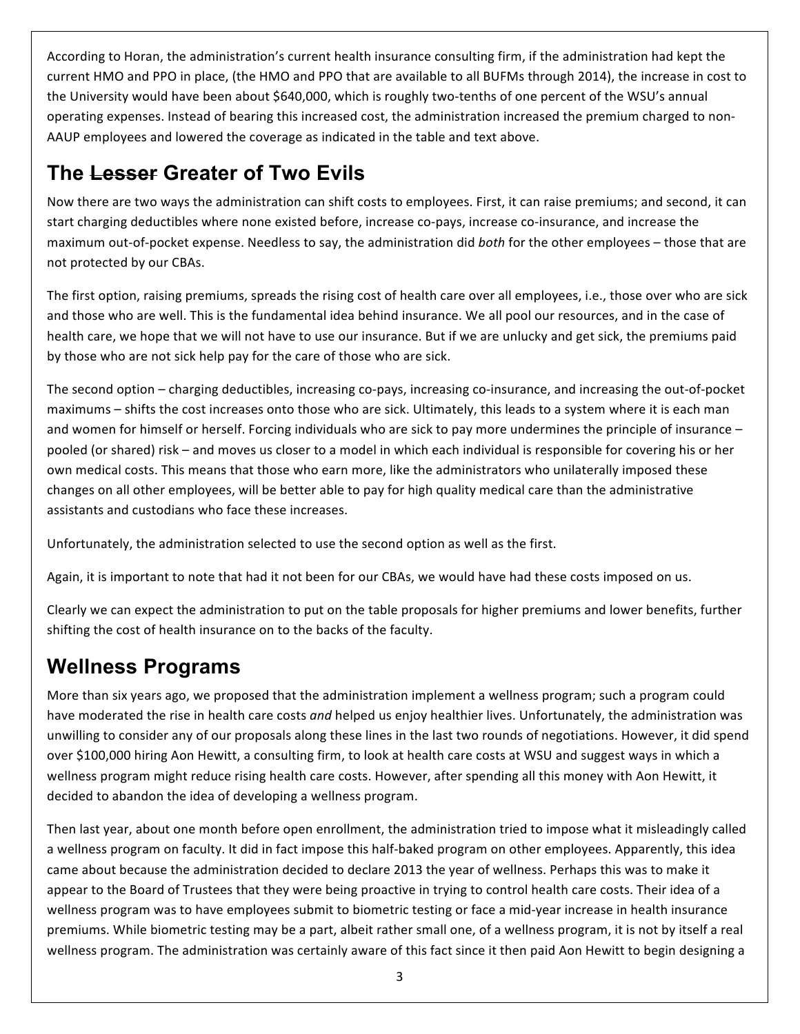According to Horan, the administration's current health insurance consulting firm, if the administration had kept the current HMO and PPO in place, (the HMO and PPO that are available to all BUFMs through 2014), the increase in cost to the University would have been about $640,000, which is roughly two-tenths of one percent of the WSU's annual operating expenses. Instead of bearing this increased cost, the administration increased the premium charged to non-AAUP employees and lowered the coverage as indicated in the table and text above.

## The ~~Lesser~~ Greater of Two Evils

Now there are two ways the administration can shift costs to employees. First, it can raise premiums; and second, it can start charging deductibles where none existed before, increase co-pays, increase co-insurance, and increase the maximum out-of-pocket expense. Needless to say, the administration did *both* for the other employees – those that are not protected by our CBAs.

The first option, raising premiums, spreads the rising cost of health care over all employees, i.e., those over who are sick and those who are well. This is the fundamental idea behind insurance. We all pool our resources, and in the case of health care, we hope that we will not have to use our insurance. But if we are unlucky and get sick, the premiums paid by those who are not sick help pay for the care of those who are sick.

The second option – charging deductibles, increasing co-pays, increasing co-insurance, and increasing the out-of-pocket maximums – shifts the cost increases onto those who are sick. Ultimately, this leads to a system where it is each man and women for himself or herself. Forcing individuals who are sick to pay more undermines the principle of insurance – pooled (or shared) risk – and moves us closer to a model in which each individual is responsible for covering his or her own medical costs. This means that those who earn more, like the administrators who unilaterally imposed these changes on all other employees, will be better able to pay for high quality medical care than the administrative assistants and custodians who face these increases.

Unfortunately, the administration selected to use the second option as well as the first.

Again, it is important to note that had it not been for our CBAs, we would have had these costs imposed on us.

Clearly we can expect the administration to put on the table proposals for higher premiums and lower benefits, further shifting the cost of health insurance on to the backs of the faculty.

## Wellness Programs

More than six years ago, we proposed that the administration implement a wellness program; such a program could have moderated the rise in health care costs *and* helped us enjoy healthier lives. Unfortunately, the administration was unwilling to consider any of our proposals along these lines in the last two rounds of negotiations. However, it did spend over $100,000 hiring Aon Hewitt, a consulting firm, to look at health care costs at WSU and suggest ways in which a wellness program might reduce rising health care costs. However, after spending all this money with Aon Hewitt, it decided to abandon the idea of developing a wellness program.

Then last year, about one month before open enrollment, the administration tried to impose what it misleadingly called a wellness program on faculty. It did in fact impose this half-baked program on other employees. Apparently, this idea came about because the administration decided to declare 2013 the year of wellness. Perhaps this was to make it appear to the Board of Trustees that they were being proactive in trying to control health care costs. Their idea of a wellness program was to have employees submit to biometric testing or face a mid-year increase in health insurance premiums. While biometric testing may be a part, albeit rather small one, of a wellness program, it is not by itself a real wellness program. The administration was certainly aware of this fact since it then paid Aon Hewitt to begin designing a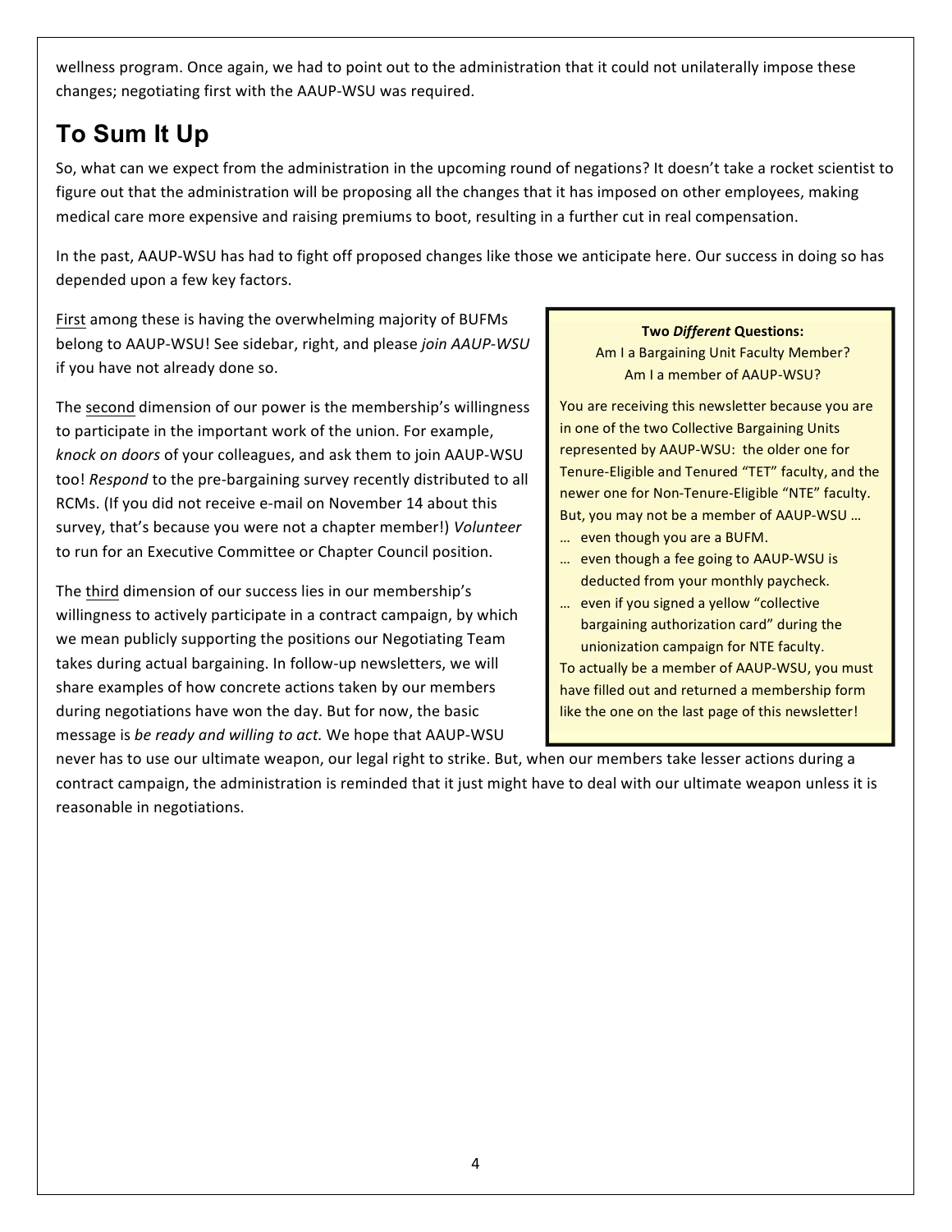wellness program. Once again, we had to point out to the administration that it could not unilaterally impose these changes; negotiating first with the AAUP-WSU was required.

## To Sum It Up

So, what can we expect from the administration in the upcoming round of negations? It doesn't take a rocket scientist to figure out that the administration will be proposing all the changes that it has imposed on other employees, making medical care more expensive and raising premiums to boot, resulting in a further cut in real compensation.

In the past, AAUP-WSU has had to fight off proposed changes like those we anticipate here. Our success in doing so has depended upon a few key factors.

First among these is having the overwhelming majority of BUFMs belong to AAUP-WSU! See sidebar, right, and please *join AAUP-WSU* if you have not already done so.

The second dimension of our power is the membership's willingness to participate in the important work of the union. For example, *knock on doors* of your colleagues, and ask them to join AAUP-WSU too! *Respond* to the pre-bargaining survey recently distributed to all RCMs. (If you did not receive e-mail on November 14 about this survey, that's because you were not a chapter member!) *Volunteer* to run for an Executive Committee or Chapter Council position.

The third dimension of our success lies in our membership's willingness to actively participate in a contract campaign, by which we mean publicly supporting the positions our Negotiating Team takes during actual bargaining. In follow-up newsletters, we will share examples of how concrete actions taken by our members during negotiations have won the day. But for now, the basic message is *be ready and willing to act.* We hope that AAUP-WSU never has to use our ultimate weapon, our legal right to strike. But, when our members take lesser actions during a contract campaign, the administration is reminded that it just might have to deal with our ultimate weapon unless it is reasonable in negotiations.

**Two *Different* Questions:**
Am I a Bargaining Unit Faculty Member?
Am I a member of AAUP-WSU?

You are receiving this newsletter because you are in one of the two Collective Bargaining Units represented by AAUP-WSU: the older one for Tenure-Eligible and Tenured "TET" faculty, and the newer one for Non-Tenure-Eligible "NTE" faculty. But, you may not be a member of AAUP-WSU …

- … even though you are a BUFM.
- … even though a fee going to AAUP-WSU is deducted from your monthly paycheck.
- … even if you signed a yellow "collective bargaining authorization card" during the unionization campaign for NTE faculty.

To actually be a member of AAUP-WSU, you must have filled out and returned a membership form like the one on the last page of this newsletter!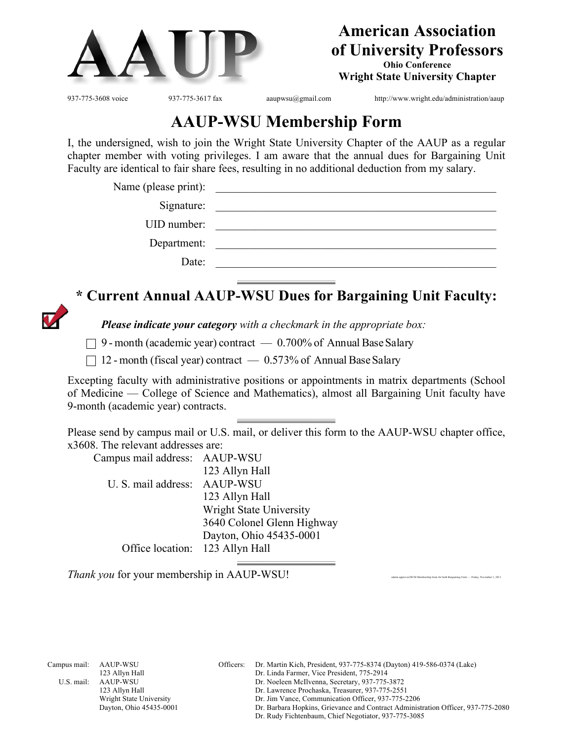# AAUP

**American Association of University Professors**
**Ohio Conference**
**Wright State University Chapter**

937-775-3608 voice 937-775-3617 fax aaupwsu@gmail.com http://www.wright.edu/administration/aaup

# AAUP-WSU Membership Form

I, the undersigned, wish to join the Wright State University Chapter of the AAUP as a regular chapter member with voting privileges. I am aware that the annual dues for Bargaining Unit Faculty are identical to fair share fees, resulting in no additional deduction from my salary.

Name (please print): ____________________________________________

Signature: ____________________________________________

UID number: ____________________________________________

Department: ____________________________________________

Date: ____________________________________________

---

## * Current Annual AAUP-WSU Dues for Bargaining Unit Faculty:

***Please indicate your category*** *with a checkmark in the appropriate box:*

- ☐ 9 - month (academic year) contract — 0.700% of Annual Base Salary
- ☐ 12 - month (fiscal year) contract — 0.573% of Annual Base Salary

Excepting faculty with administrative positions or appointments in matrix departments (School of Medicine — College of Science and Mathematics), almost all Bargaining Unit faculty have 9-month (academic year) contracts.

---

Please send by campus mail or U.S. mail, or deliver this form to the AAUP-WSU chapter office, x3608. The relevant addresses are:

Campus mail address: AAUP-WSU
123 Allyn Hall

U. S. mail address: AAUP-WSU
123 Allyn Hall
Wright State University
3640 Colonel Glenn Highway
Dayton, Ohio 45435-0001

Office location: 123 Allyn Hall

---

*Thank you* for your membership in AAUP-WSU!

admin approved RCM Membership form for both Bargaining Units — Friday, November 1, 2013

Campus mail: AAUP-WSU
123 Allyn Hall

U.S. mail: AAUP-WSU
123 Allyn Hall
Wright State University
Dayton, Ohio 45435-0001

Officers:
Dr. Martin Kich, President, 937-775-8374 (Dayton) 419-586-0374 (Lake)
Dr. Linda Farmer, Vice President, 775-2914
Dr. Noeleen McIlvenna, Secretary, 937-775-3872
Dr. Lawrence Prochaska, Treasurer, 937-775-2551
Dr. Jim Vance, Communication Officer, 937-775-2206
Dr. Barbara Hopkins, Grievance and Contract Administration Officer, 937-775-2080
Dr. Rudy Fichtenbaum, Chief Negotiator, 937-775-3085